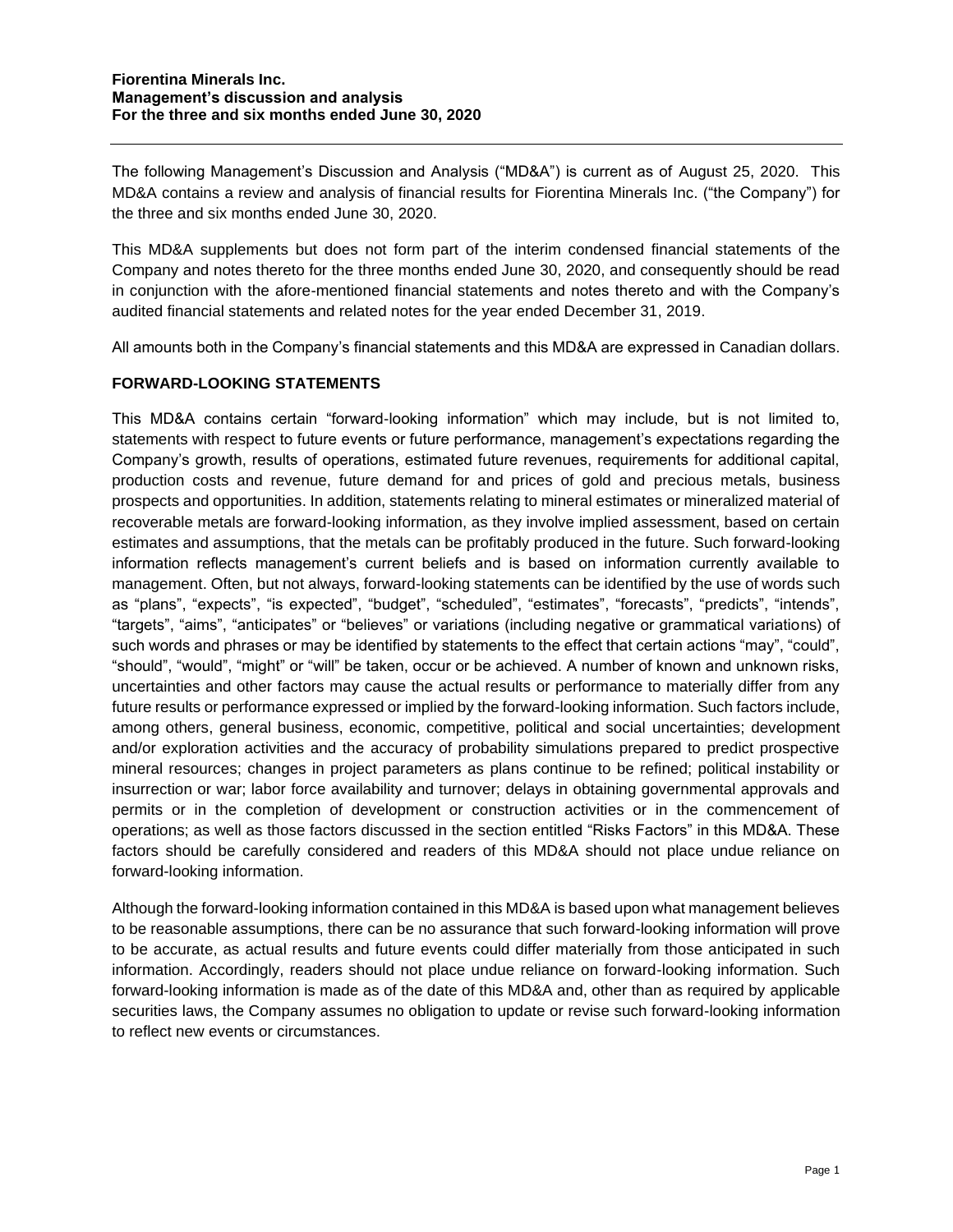**Fiorentina Minerals Inc.**
**Management's discussion and analysis**
**For the three and six months ended June 30, 2020**

The following Management's Discussion and Analysis ("MD&A") is current as of August 25, 2020. This MD&A contains a review and analysis of financial results for Fiorentina Minerals Inc. ("the Company") for the three and six months ended June 30, 2020.

This MD&A supplements but does not form part of the interim condensed financial statements of the Company and notes thereto for the three months ended June 30, 2020, and consequently should be read in conjunction with the afore-mentioned financial statements and notes thereto and with the Company's audited financial statements and related notes for the year ended December 31, 2019.

All amounts both in the Company's financial statements and this MD&A are expressed in Canadian dollars.

## FORWARD-LOOKING STATEMENTS

This MD&A contains certain "forward-looking information" which may include, but is not limited to, statements with respect to future events or future performance, management's expectations regarding the Company's growth, results of operations, estimated future revenues, requirements for additional capital, production costs and revenue, future demand for and prices of gold and precious metals, business prospects and opportunities. In addition, statements relating to mineral estimates or mineralized material of recoverable metals are forward-looking information, as they involve implied assessment, based on certain estimates and assumptions, that the metals can be profitably produced in the future. Such forward-looking information reflects management's current beliefs and is based on information currently available to management. Often, but not always, forward-looking statements can be identified by the use of words such as "plans", "expects", "is expected", "budget", "scheduled", "estimates", "forecasts", "predicts", "intends", "targets", "aims", "anticipates" or "believes" or variations (including negative or grammatical variations) of such words and phrases or may be identified by statements to the effect that certain actions "may", "could", "should", "would", "might" or "will" be taken, occur or be achieved. A number of known and unknown risks, uncertainties and other factors may cause the actual results or performance to materially differ from any future results or performance expressed or implied by the forward-looking information. Such factors include, among others, general business, economic, competitive, political and social uncertainties; development and/or exploration activities and the accuracy of probability simulations prepared to predict prospective mineral resources; changes in project parameters as plans continue to be refined; political instability or insurrection or war; labor force availability and turnover; delays in obtaining governmental approvals and permits or in the completion of development or construction activities or in the commencement of operations; as well as those factors discussed in the section entitled "Risks Factors" in this MD&A. These factors should be carefully considered and readers of this MD&A should not place undue reliance on forward-looking information.

Although the forward-looking information contained in this MD&A is based upon what management believes to be reasonable assumptions, there can be no assurance that such forward-looking information will prove to be accurate, as actual results and future events could differ materially from those anticipated in such information. Accordingly, readers should not place undue reliance on forward-looking information. Such forward-looking information is made as of the date of this MD&A and, other than as required by applicable securities laws, the Company assumes no obligation to update or revise such forward-looking information to reflect new events or circumstances.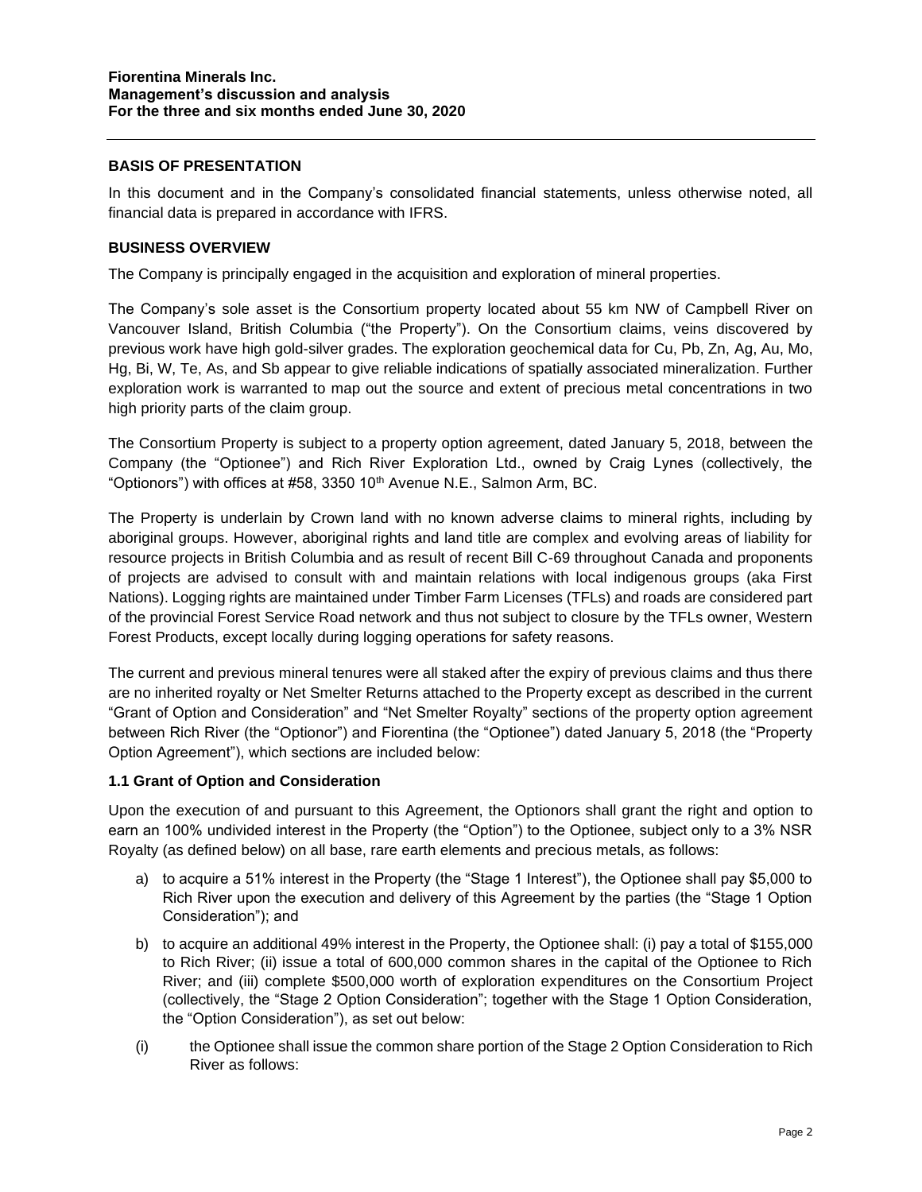## BASIS OF PRESENTATION

In this document and in the Company's consolidated financial statements, unless otherwise noted, all financial data is prepared in accordance with IFRS.

## BUSINESS OVERVIEW

The Company is principally engaged in the acquisition and exploration of mineral properties.

The Company's sole asset is the Consortium property located about 55 km NW of Campbell River on Vancouver Island, British Columbia ("the Property"). On the Consortium claims, veins discovered by previous work have high gold-silver grades. The exploration geochemical data for Cu, Pb, Zn, Ag, Au, Mo, Hg, Bi, W, Te, As, and Sb appear to give reliable indications of spatially associated mineralization. Further exploration work is warranted to map out the source and extent of precious metal concentrations in two high priority parts of the claim group.

The Consortium Property is subject to a property option agreement, dated January 5, 2018, between the Company (the "Optionee") and Rich River Exploration Ltd., owned by Craig Lynes (collectively, the "Optionors") with offices at #58, 3350 10th Avenue N.E., Salmon Arm, BC.

The Property is underlain by Crown land with no known adverse claims to mineral rights, including by aboriginal groups. However, aboriginal rights and land title are complex and evolving areas of liability for resource projects in British Columbia and as result of recent Bill C-69 throughout Canada and proponents of projects are advised to consult with and maintain relations with local indigenous groups (aka First Nations). Logging rights are maintained under Timber Farm Licenses (TFLs) and roads are considered part of the provincial Forest Service Road network and thus not subject to closure by the TFLs owner, Western Forest Products, except locally during logging operations for safety reasons.

The current and previous mineral tenures were all staked after the expiry of previous claims and thus there are no inherited royalty or Net Smelter Returns attached to the Property except as described in the current "Grant of Option and Consideration" and "Net Smelter Royalty" sections of the property option agreement between Rich River (the "Optionor") and Fiorentina (the "Optionee") dated January 5, 2018 (the "Property Option Agreement"), which sections are included below:

### 1.1 Grant of Option and Consideration

Upon the execution of and pursuant to this Agreement, the Optionors shall grant the right and option to earn an 100% undivided interest in the Property (the "Option") to the Optionee, subject only to a 3% NSR Royalty (as defined below) on all base, rare earth elements and precious metals, as follows:

a) to acquire a 51% interest in the Property (the "Stage 1 Interest"), the Optionee shall pay $5,000 to Rich River upon the execution and delivery of this Agreement by the parties (the "Stage 1 Option Consideration"); and

b) to acquire an additional 49% interest in the Property, the Optionee shall: (i) pay a total of $155,000 to Rich River; (ii) issue a total of 600,000 common shares in the capital of the Optionee to Rich River; and (iii) complete $500,000 worth of exploration expenditures on the Consortium Project (collectively, the "Stage 2 Option Consideration"; together with the Stage 1 Option Consideration, the "Option Consideration"), as set out below:

(i) the Optionee shall issue the common share portion of the Stage 2 Option Consideration to Rich River as follows: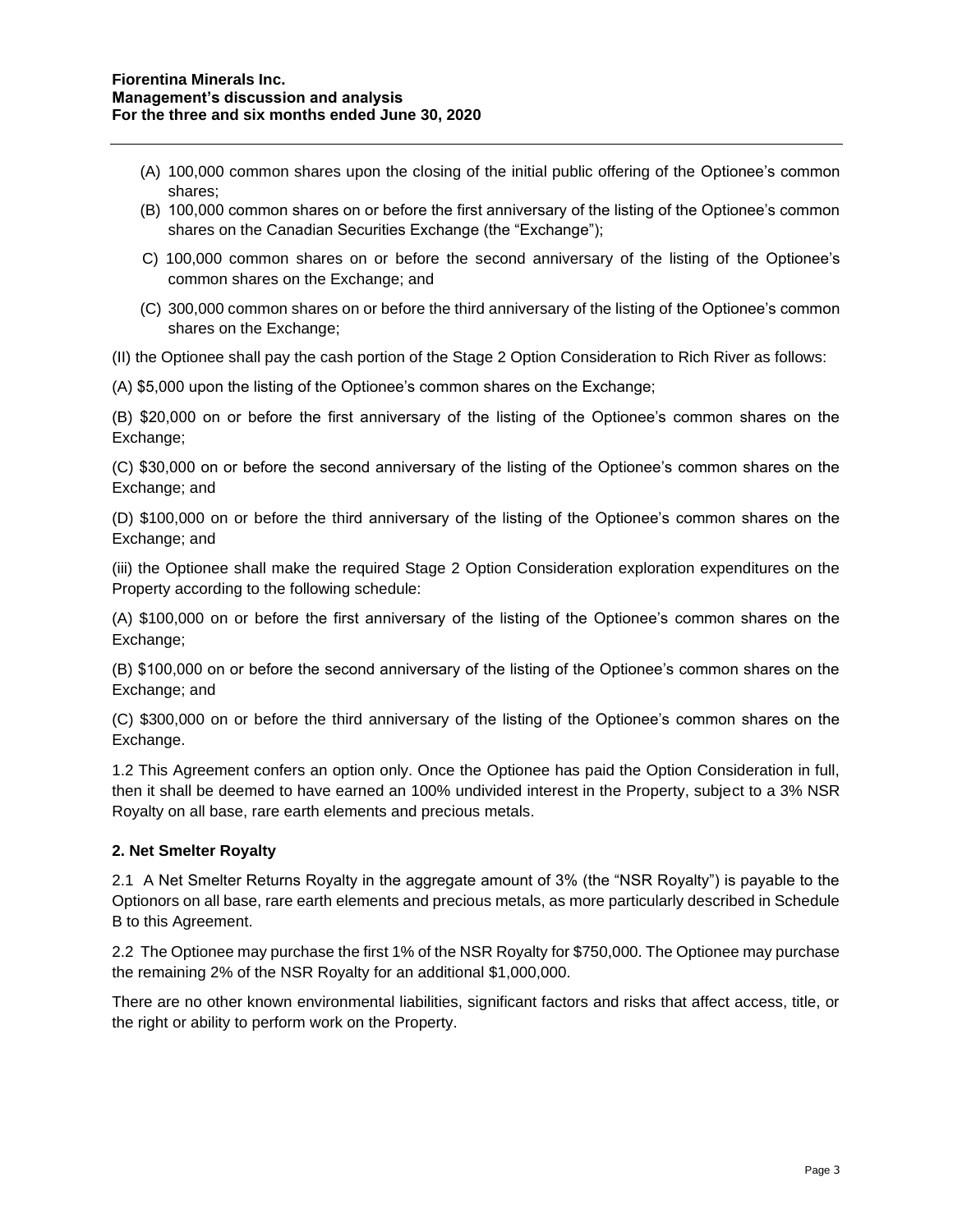(A) 100,000 common shares upon the closing of the initial public offering of the Optionee's common shares;

(B) 100,000 common shares on or before the first anniversary of the listing of the Optionee's common shares on the Canadian Securities Exchange (the "Exchange");

C) 100,000 common shares on or before the second anniversary of the listing of the Optionee's common shares on the Exchange; and

(C) 300,000 common shares on or before the third anniversary of the listing of the Optionee's common shares on the Exchange;

(II) the Optionee shall pay the cash portion of the Stage 2 Option Consideration to Rich River as follows:

(A) $5,000 upon the listing of the Optionee's common shares on the Exchange;

(B) $20,000 on or before the first anniversary of the listing of the Optionee's common shares on the Exchange;

(C) $30,000 on or before the second anniversary of the listing of the Optionee's common shares on the Exchange; and

(D) $100,000 on or before the third anniversary of the listing of the Optionee's common shares on the Exchange; and

(iii) the Optionee shall make the required Stage 2 Option Consideration exploration expenditures on the Property according to the following schedule:

(A) $100,000 on or before the first anniversary of the listing of the Optionee's common shares on the Exchange;

(B) $100,000 on or before the second anniversary of the listing of the Optionee's common shares on the Exchange; and

(C) $300,000 on or before the third anniversary of the listing of the Optionee's common shares on the Exchange.

1.2 This Agreement confers an option only. Once the Optionee has paid the Option Consideration in full, then it shall be deemed to have earned an 100% undivided interest in the Property, subject to a 3% NSR Royalty on all base, rare earth elements and precious metals.

**2. Net Smelter Royalty**

2.1 A Net Smelter Returns Royalty in the aggregate amount of 3% (the "NSR Royalty") is payable to the Optionors on all base, rare earth elements and precious metals, as more particularly described in Schedule B to this Agreement.

2.2 The Optionee may purchase the first 1% of the NSR Royalty for $750,000. The Optionee may purchase the remaining 2% of the NSR Royalty for an additional $1,000,000.

There are no other known environmental liabilities, significant factors and risks that affect access, title, or the right or ability to perform work on the Property.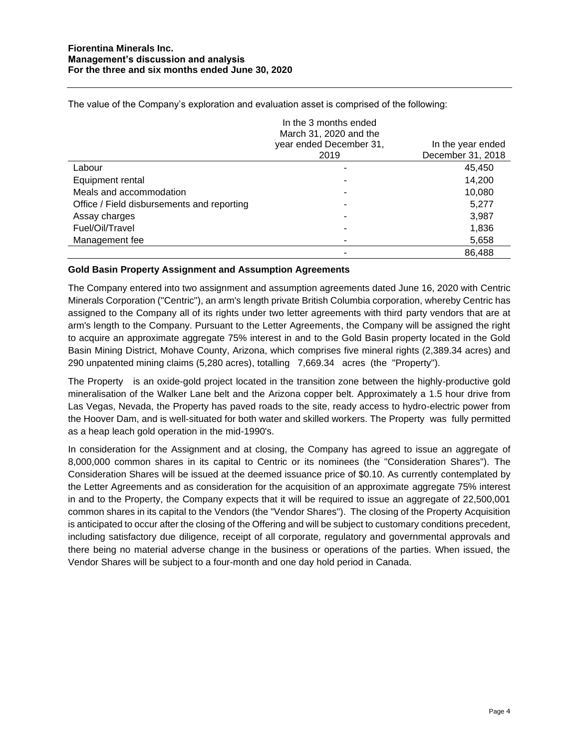The value of the Company's exploration and evaluation asset is comprised of the following:

| | In the 3 months ended March 31, 2020 and the year ended December 31, 2019 | In the year ended December 31, 2018 |
|---|---|---|
| Labour | - | 45,450 |
| Equipment rental | - | 14,200 |
| Meals and accommodation | - | 10,080 |
| Office / Field disbursements and reporting | - | 5,277 |
| Assay charges | - | 3,987 |
| Fuel/Oil/Travel | - | 1,836 |
| Management fee | - | 5,658 |
| | - | 86,488 |

**Gold Basin Property Assignment and Assumption Agreements**

The Company entered into two assignment and assumption agreements dated June 16, 2020 with Centric Minerals Corporation ("Centric"), an arm's length private British Columbia corporation, whereby Centric has assigned to the Company all of its rights under two letter agreements with third party vendors that are at arm's length to the Company. Pursuant to the Letter Agreements, the Company will be assigned the right to acquire an approximate aggregate 75% interest in and to the Gold Basin property located in the Gold Basin Mining District, Mohave County, Arizona, which comprises five mineral rights (2,389.34 acres) and 290 unpatented mining claims (5,280 acres), totalling 7,669.34 acres (the "Property").

The Property is an oxide-gold project located in the transition zone between the highly-productive gold mineralisation of the Walker Lane belt and the Arizona copper belt. Approximately a 1.5 hour drive from Las Vegas, Nevada, the Property has paved roads to the site, ready access to hydro-electric power from the Hoover Dam, and is well-situated for both water and skilled workers. The Property was fully permitted as a heap leach gold operation in the mid-1990's.

In consideration for the Assignment and at closing, the Company has agreed to issue an aggregate of 8,000,000 common shares in its capital to Centric or its nominees (the "Consideration Shares"). The Consideration Shares will be issued at the deemed issuance price of $0.10. As currently contemplated by the Letter Agreements and as consideration for the acquisition of an approximate aggregate 75% interest in and to the Property, the Company expects that it will be required to issue an aggregate of 22,500,001 common shares in its capital to the Vendors (the "Vendor Shares"). The closing of the Property Acquisition is anticipated to occur after the closing of the Offering and will be subject to customary conditions precedent, including satisfactory due diligence, receipt of all corporate, regulatory and governmental approvals and there being no material adverse change in the business or operations of the parties. When issued, the Vendor Shares will be subject to a four-month and one day hold period in Canada.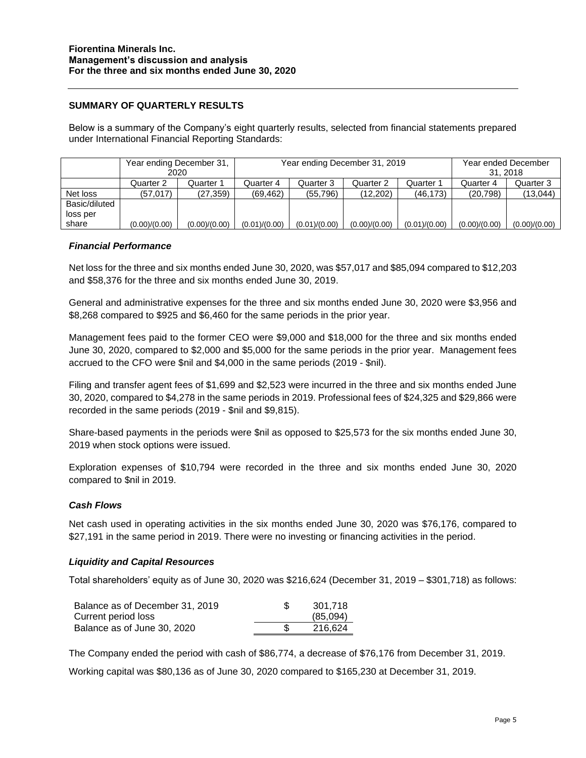## SUMMARY OF QUARTERLY RESULTS

Below is a summary of the Company's eight quarterly results, selected from financial statements prepared under International Financial Reporting Standards:

| | Year ending December 31, 2020 | | Year ending December 31, 2019 | | | | Year ended December 31, 2018 | |
|---|---|---|---|---|---|---|---|---|
| | Quarter 2 | Quarter 1 | Quarter 4 | Quarter 3 | Quarter 2 | Quarter 1 | Quarter 4 | Quarter 3 |
| Net loss | (57,017) | (27,359) | (69,462) | (55,796) | (12,202) | (46,173) | (20,798) | (13,044) |
| Basic/diluted loss per share | (0.00)/(0.00) | (0.00)/(0.00) | (0.01)/(0.00) | (0.01)/(0.00) | (0.00)/(0.00) | (0.01)/(0.00) | (0.00)/(0.00) | (0.00)/(0.00) |

### *Financial Performance*

Net loss for the three and six months ended June 30, 2020, was $57,017 and $85,094 compared to $12,203 and $58,376 for the three and six months ended June 30, 2019.

General and administrative expenses for the three and six months ended June 30, 2020 were $3,956 and $8,268 compared to $925 and $6,460 for the same periods in the prior year.

Management fees paid to the former CEO were $9,000 and $18,000 for the three and six months ended June 30, 2020, compared to $2,000 and $5,000 for the same periods in the prior year. Management fees accrued to the CFO were $nil and $4,000 in the same periods (2019 - $nil).

Filing and transfer agent fees of $1,699 and $2,523 were incurred in the three and six months ended June 30, 2020, compared to $4,278 in the same periods in 2019. Professional fees of $24,325 and $29,866 were recorded in the same periods (2019 - $nil and $9,815).

Share-based payments in the periods were $nil as opposed to $25,573 for the six months ended June 30, 2019 when stock options were issued.

Exploration expenses of $10,794 were recorded in the three and six months ended June 30, 2020 compared to $nil in 2019.

### *Cash Flows*

Net cash used in operating activities in the six months ended June 30, 2020 was $76,176, compared to $27,191 in the same period in 2019. There were no investing or financing activities in the period.

### *Liquidity and Capital Resources*

Total shareholders' equity as of June 30, 2020 was $216,624 (December 31, 2019 – $301,718) as follows:

| | | |
|---|---|---|
| Balance as of December 31, 2019 | $ | 301,718 |
| Current period loss | | (85,094) |
| Balance as of June 30, 2020 | $ | 216,624 |

The Company ended the period with cash of $86,774, a decrease of $76,176 from December 31, 2019.

Working capital was $80,136 as of June 30, 2020 compared to $165,230 at December 31, 2019.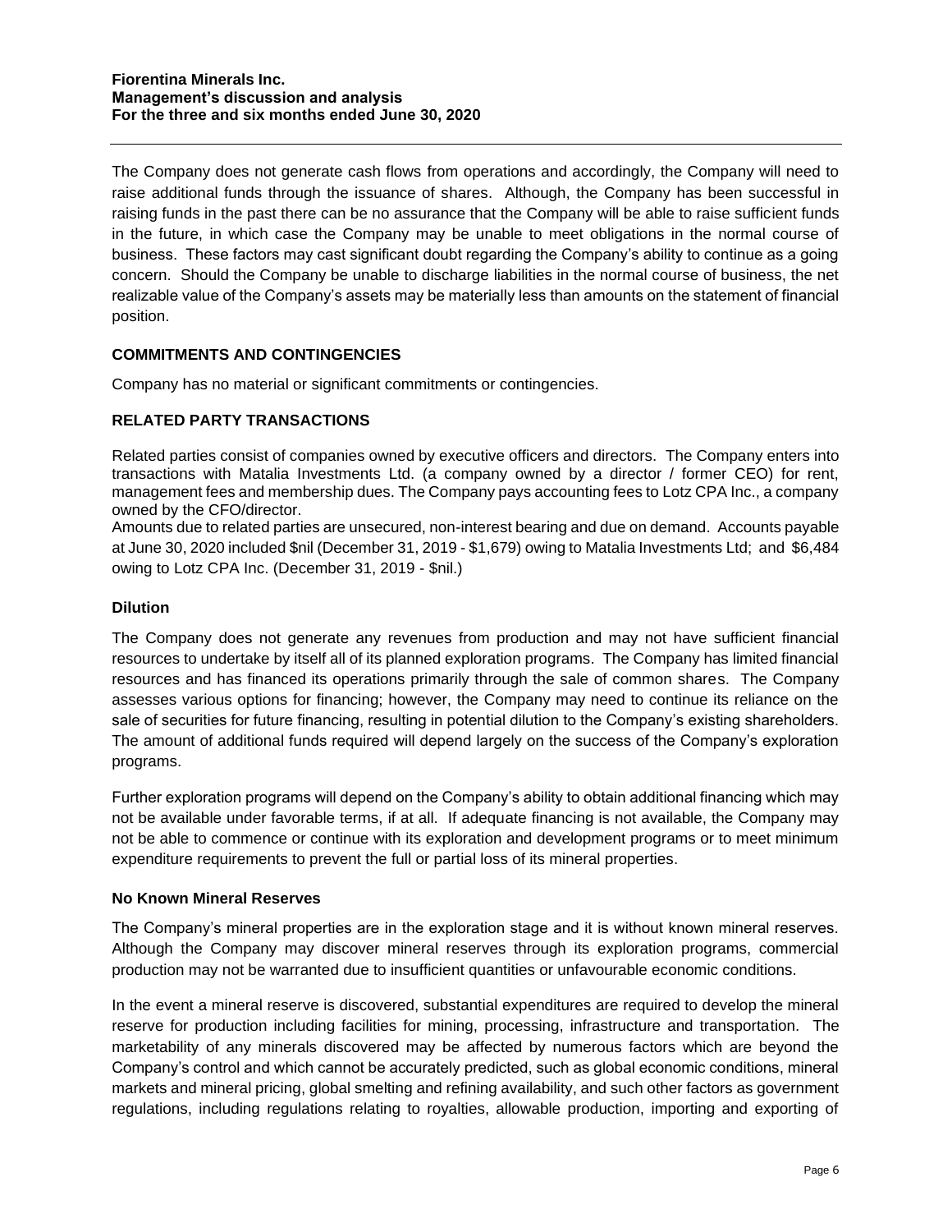The Company does not generate cash flows from operations and accordingly, the Company will need to raise additional funds through the issuance of shares. Although, the Company has been successful in raising funds in the past there can be no assurance that the Company will be able to raise sufficient funds in the future, in which case the Company may be unable to meet obligations in the normal course of business. These factors may cast significant doubt regarding the Company's ability to continue as a going concern. Should the Company be unable to discharge liabilities in the normal course of business, the net realizable value of the Company's assets may be materially less than amounts on the statement of financial position.

## COMMITMENTS AND CONTINGENCIES

Company has no material or significant commitments or contingencies.

## RELATED PARTY TRANSACTIONS

Related parties consist of companies owned by executive officers and directors. The Company enters into transactions with Matalia Investments Ltd. (a company owned by a director / former CEO) for rent, management fees and membership dues. The Company pays accounting fees to Lotz CPA Inc., a company owned by the CFO/director.
Amounts due to related parties are unsecured, non-interest bearing and due on demand. Accounts payable at June 30, 2020 included $nil (December 31, 2019 - $1,679) owing to Matalia Investments Ltd; and $6,484 owing to Lotz CPA Inc. (December 31, 2019 - $nil.)

### Dilution

The Company does not generate any revenues from production and may not have sufficient financial resources to undertake by itself all of its planned exploration programs. The Company has limited financial resources and has financed its operations primarily through the sale of common shares. The Company assesses various options for financing; however, the Company may need to continue its reliance on the sale of securities for future financing, resulting in potential dilution to the Company's existing shareholders. The amount of additional funds required will depend largely on the success of the Company's exploration programs.

Further exploration programs will depend on the Company's ability to obtain additional financing which may not be available under favorable terms, if at all. If adequate financing is not available, the Company may not be able to commence or continue with its exploration and development programs or to meet minimum expenditure requirements to prevent the full or partial loss of its mineral properties.

### No Known Mineral Reserves

The Company's mineral properties are in the exploration stage and it is without known mineral reserves. Although the Company may discover mineral reserves through its exploration programs, commercial production may not be warranted due to insufficient quantities or unfavourable economic conditions.

In the event a mineral reserve is discovered, substantial expenditures are required to develop the mineral reserve for production including facilities for mining, processing, infrastructure and transportation. The marketability of any minerals discovered may be affected by numerous factors which are beyond the Company's control and which cannot be accurately predicted, such as global economic conditions, mineral markets and mineral pricing, global smelting and refining availability, and such other factors as government regulations, including regulations relating to royalties, allowable production, importing and exporting of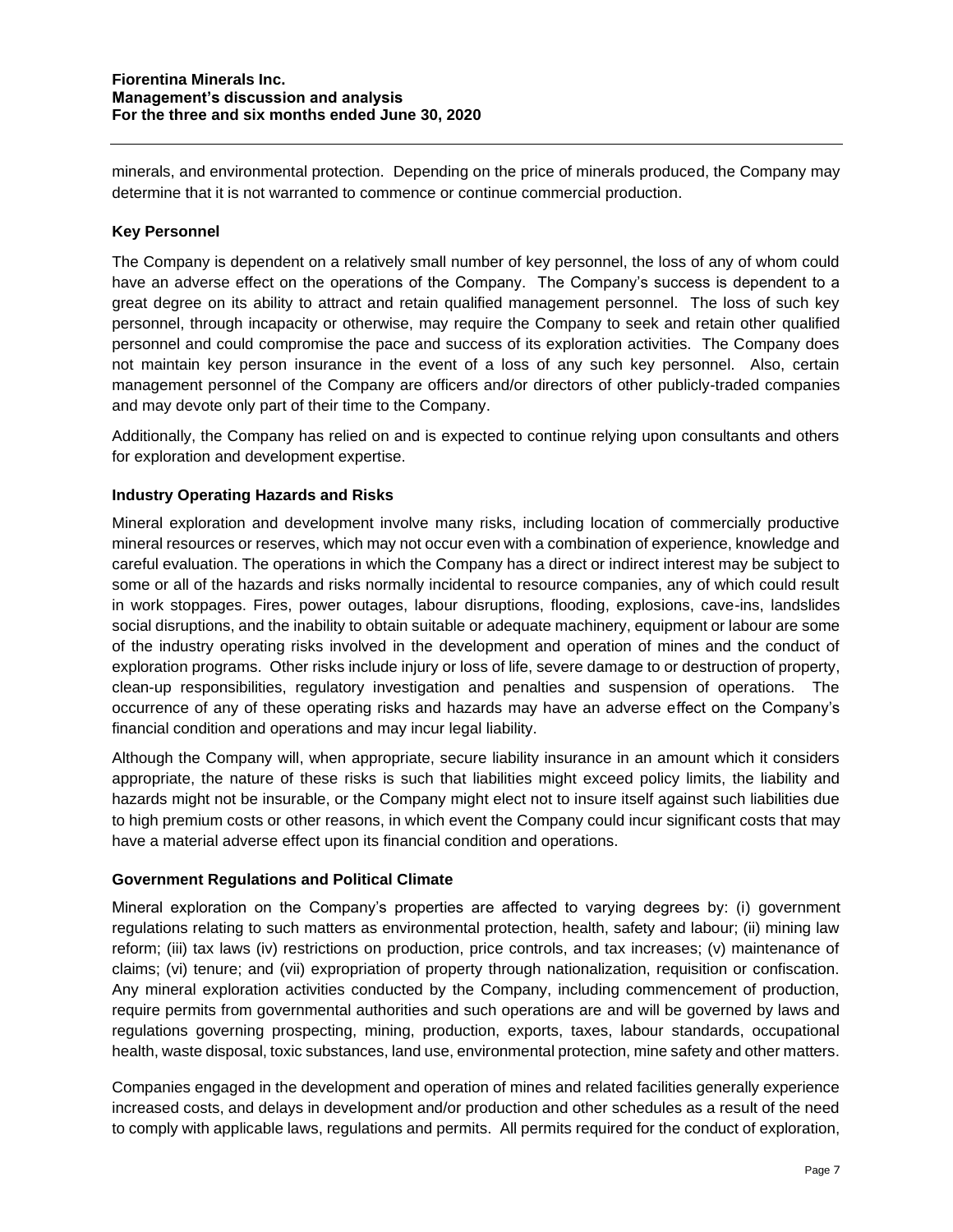minerals, and environmental protection. Depending on the price of minerals produced, the Company may determine that it is not warranted to commence or continue commercial production.

### Key Personnel

The Company is dependent on a relatively small number of key personnel, the loss of any of whom could have an adverse effect on the operations of the Company. The Company's success is dependent to a great degree on its ability to attract and retain qualified management personnel. The loss of such key personnel, through incapacity or otherwise, may require the Company to seek and retain other qualified personnel and could compromise the pace and success of its exploration activities. The Company does not maintain key person insurance in the event of a loss of any such key personnel. Also, certain management personnel of the Company are officers and/or directors of other publicly-traded companies and may devote only part of their time to the Company.

Additionally, the Company has relied on and is expected to continue relying upon consultants and others for exploration and development expertise.

### Industry Operating Hazards and Risks

Mineral exploration and development involve many risks, including location of commercially productive mineral resources or reserves, which may not occur even with a combination of experience, knowledge and careful evaluation. The operations in which the Company has a direct or indirect interest may be subject to some or all of the hazards and risks normally incidental to resource companies, any of which could result in work stoppages. Fires, power outages, labour disruptions, flooding, explosions, cave-ins, landslides social disruptions, and the inability to obtain suitable or adequate machinery, equipment or labour are some of the industry operating risks involved in the development and operation of mines and the conduct of exploration programs. Other risks include injury or loss of life, severe damage to or destruction of property, clean-up responsibilities, regulatory investigation and penalties and suspension of operations. The occurrence of any of these operating risks and hazards may have an adverse effect on the Company's financial condition and operations and may incur legal liability.

Although the Company will, when appropriate, secure liability insurance in an amount which it considers appropriate, the nature of these risks is such that liabilities might exceed policy limits, the liability and hazards might not be insurable, or the Company might elect not to insure itself against such liabilities due to high premium costs or other reasons, in which event the Company could incur significant costs that may have a material adverse effect upon its financial condition and operations.

### Government Regulations and Political Climate

Mineral exploration on the Company's properties are affected to varying degrees by: (i) government regulations relating to such matters as environmental protection, health, safety and labour; (ii) mining law reform; (iii) tax laws (iv) restrictions on production, price controls, and tax increases; (v) maintenance of claims; (vi) tenure; and (vii) expropriation of property through nationalization, requisition or confiscation. Any mineral exploration activities conducted by the Company, including commencement of production, require permits from governmental authorities and such operations are and will be governed by laws and regulations governing prospecting, mining, production, exports, taxes, labour standards, occupational health, waste disposal, toxic substances, land use, environmental protection, mine safety and other matters.

Companies engaged in the development and operation of mines and related facilities generally experience increased costs, and delays in development and/or production and other schedules as a result of the need to comply with applicable laws, regulations and permits. All permits required for the conduct of exploration,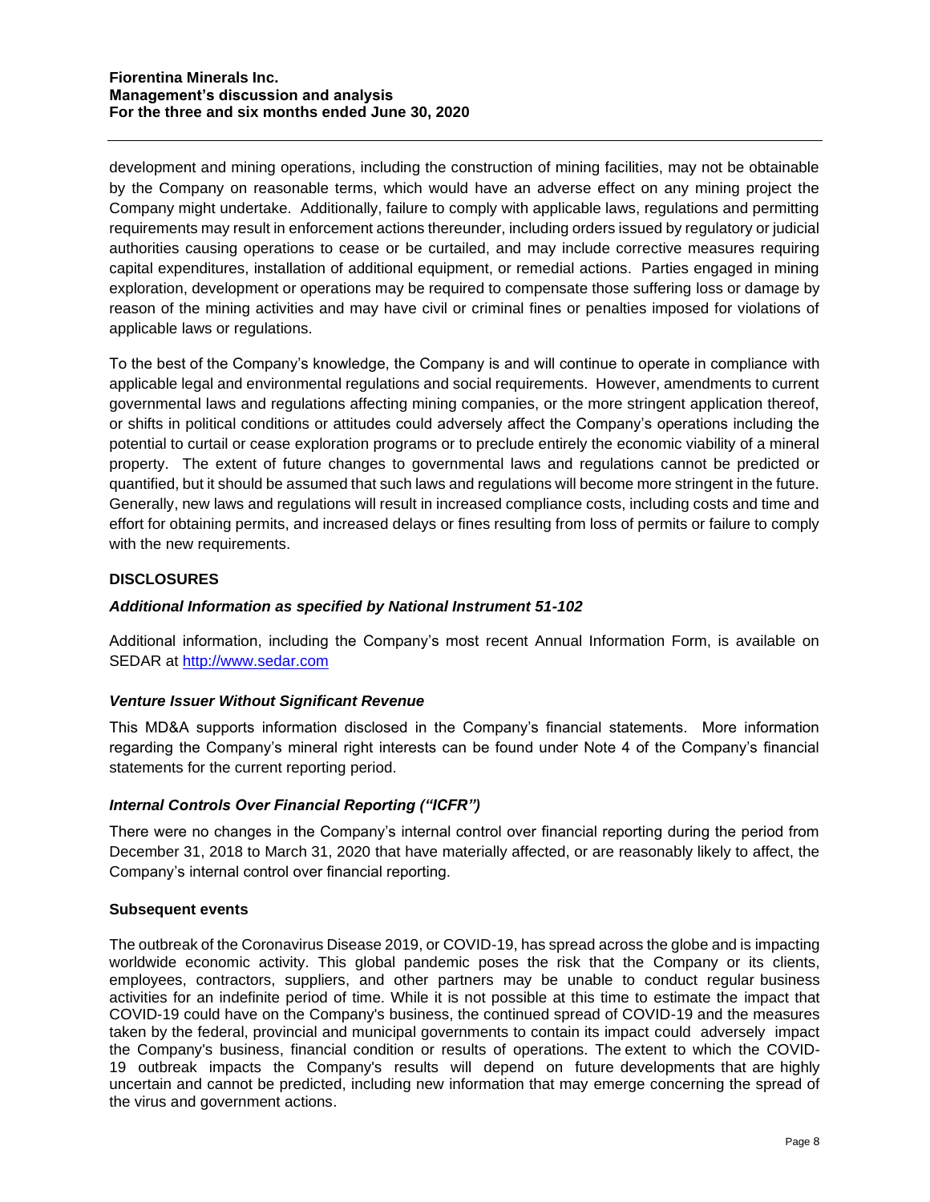development and mining operations, including the construction of mining facilities, may not be obtainable by the Company on reasonable terms, which would have an adverse effect on any mining project the Company might undertake. Additionally, failure to comply with applicable laws, regulations and permitting requirements may result in enforcement actions thereunder, including orders issued by regulatory or judicial authorities causing operations to cease or be curtailed, and may include corrective measures requiring capital expenditures, installation of additional equipment, or remedial actions. Parties engaged in mining exploration, development or operations may be required to compensate those suffering loss or damage by reason of the mining activities and may have civil or criminal fines or penalties imposed for violations of applicable laws or regulations.

To the best of the Company's knowledge, the Company is and will continue to operate in compliance with applicable legal and environmental regulations and social requirements. However, amendments to current governmental laws and regulations affecting mining companies, or the more stringent application thereof, or shifts in political conditions or attitudes could adversely affect the Company's operations including the potential to curtail or cease exploration programs or to preclude entirely the economic viability of a mineral property. The extent of future changes to governmental laws and regulations cannot be predicted or quantified, but it should be assumed that such laws and regulations will become more stringent in the future. Generally, new laws and regulations will result in increased compliance costs, including costs and time and effort for obtaining permits, and increased delays or fines resulting from loss of permits or failure to comply with the new requirements.

## DISCLOSURES

### *Additional Information as specified by National Instrument 51-102*

Additional information, including the Company's most recent Annual Information Form, is available on SEDAR at http://www.sedar.com

### *Venture Issuer Without Significant Revenue*

This MD&A supports information disclosed in the Company's financial statements. More information regarding the Company's mineral right interests can be found under Note 4 of the Company's financial statements for the current reporting period.

### *Internal Controls Over Financial Reporting ("ICFR")*

There were no changes in the Company's internal control over financial reporting during the period from December 31, 2018 to March 31, 2020 that have materially affected, or are reasonably likely to affect, the Company's internal control over financial reporting.

### Subsequent events

The outbreak of the Coronavirus Disease 2019, or COVID-19, has spread across the globe and is impacting worldwide economic activity. This global pandemic poses the risk that the Company or its clients, employees, contractors, suppliers, and other partners may be unable to conduct regular business activities for an indefinite period of time. While it is not possible at this time to estimate the impact that COVID-19 could have on the Company's business, the continued spread of COVID-19 and the measures taken by the federal, provincial and municipal governments to contain its impact could adversely impact the Company's business, financial condition or results of operations. The extent to which the COVID-19 outbreak impacts the Company's results will depend on future developments that are highly uncertain and cannot be predicted, including new information that may emerge concerning the spread of the virus and government actions.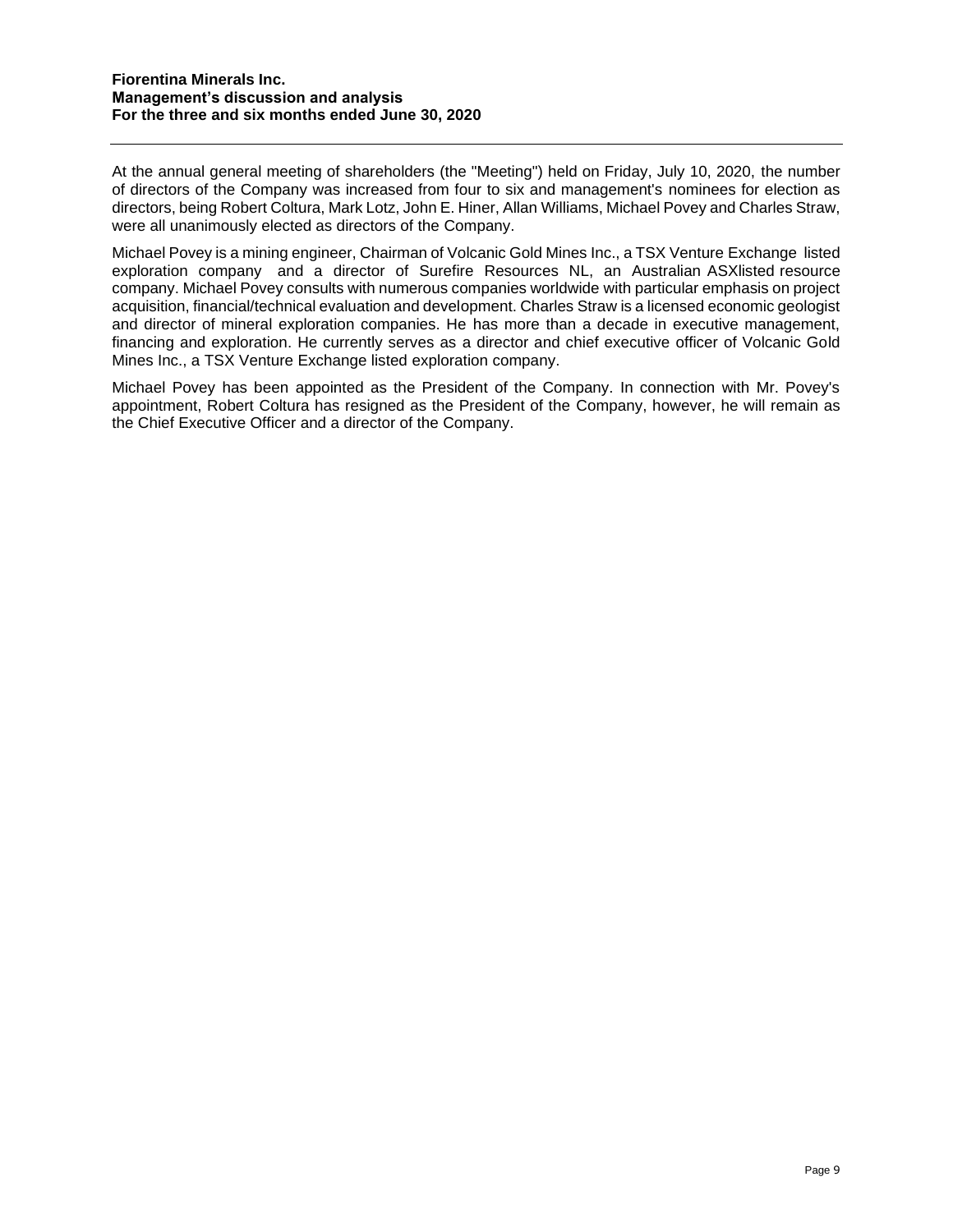At the annual general meeting of shareholders (the "Meeting") held on Friday, July 10, 2020, the number of directors of the Company was increased from four to six and management's nominees for election as directors, being Robert Coltura, Mark Lotz, John E. Hiner, Allan Williams, Michael Povey and Charles Straw, were all unanimously elected as directors of the Company.

Michael Povey is a mining engineer, Chairman of Volcanic Gold Mines Inc., a TSX Venture Exchange listed exploration company and a director of Surefire Resources NL, an Australian ASXlisted resource company. Michael Povey consults with numerous companies worldwide with particular emphasis on project acquisition, financial/technical evaluation and development. Charles Straw is a licensed economic geologist and director of mineral exploration companies. He has more than a decade in executive management, financing and exploration. He currently serves as a director and chief executive officer of Volcanic Gold Mines Inc., a TSX Venture Exchange listed exploration company.

Michael Povey has been appointed as the President of the Company. In connection with Mr. Povey's appointment, Robert Coltura has resigned as the President of the Company, however, he will remain as the Chief Executive Officer and a director of the Company.